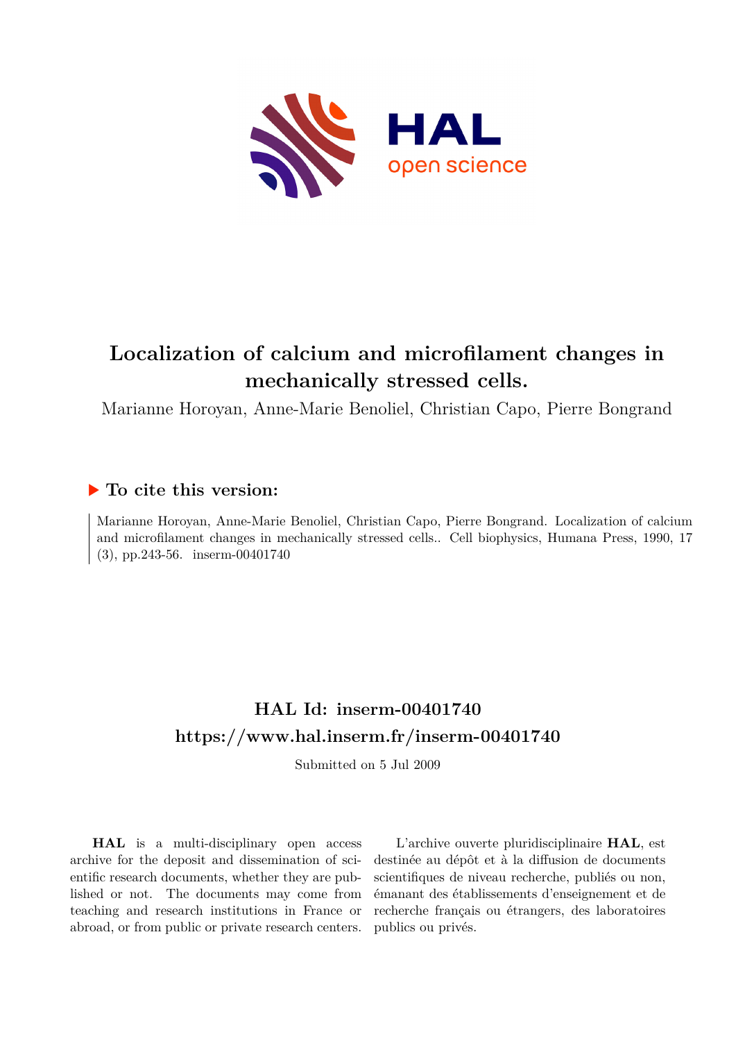# Localization of calcium and microfilament changes in mechanically stressed cells.

Marianne Horoyan, Anne-Marie Benoliel, Christian Capo, Pierre Bongrand

## ▶ To cite this version:

Marianne Horoyan, Anne-Marie Benoliel, Christian Capo, Pierre Bongrand. Localization of calcium and microfilament changes in mechanically stressed cells.. Cell biophysics, Humana Press, 1990, 17 (3), pp.243-56. inserm-00401740

## HAL Id: inserm-00401740

## https://www.hal.inserm.fr/inserm-00401740

Submitted on 5 Jul 2009

**HAL** is a multi-disciplinary open access archive for the deposit and dissemination of scientific research documents, whether they are published or not. The documents may come from teaching and research institutions in France or abroad, or from public or private research centers.

L'archive ouverte pluridisciplinaire **HAL**, est destinée au dépôt et à la diffusion de documents scientifiques de niveau recherche, publiés ou non, émanant des établissements d'enseignement et de recherche français ou étrangers, des laboratoires publics ou privés.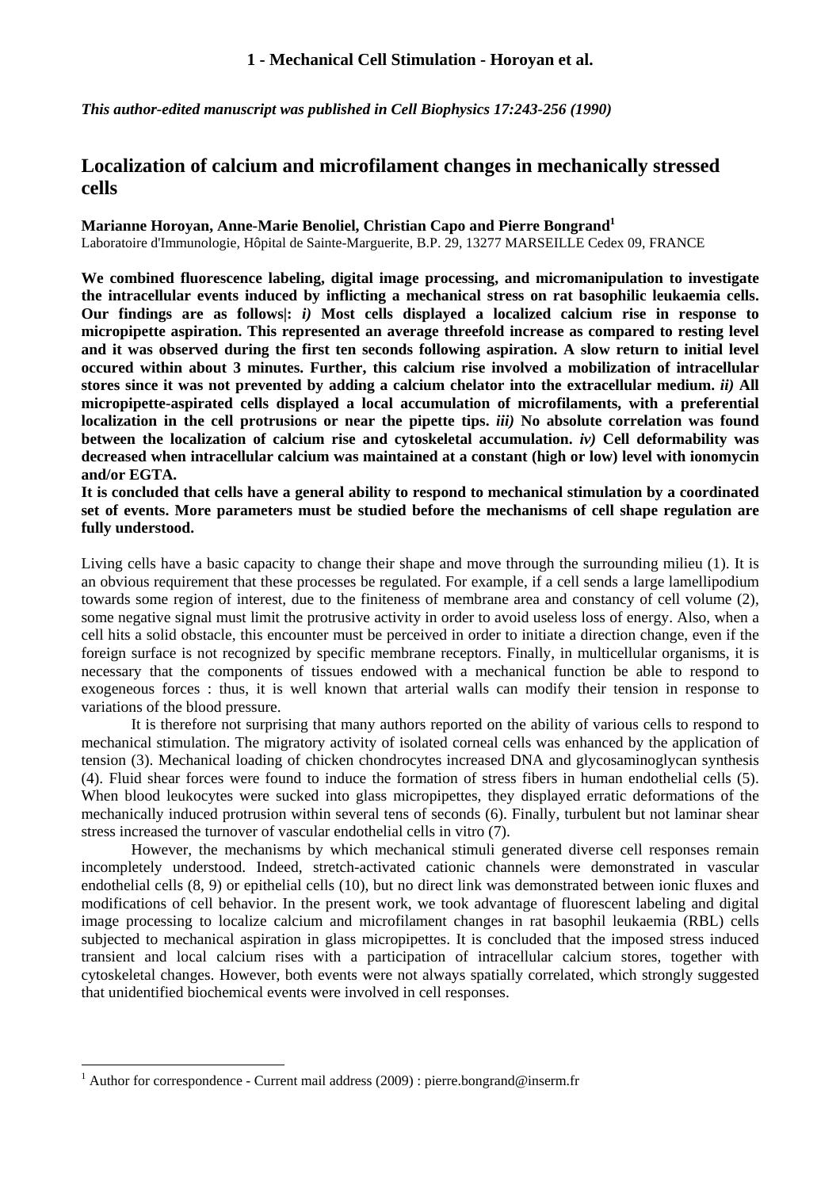*This author-edited manuscript was published in Cell Biophysics 17:243-256 (1990)*

# Localization of calcium and microfilament changes in mechanically stressed cells

**Marianne Horoyan, Anne-Marie Benoliel, Christian Capo and Pierre Bongrand[1]**
Laboratoire d'Immunologie, Hôpital de Sainte-Marguerite, B.P. 29, 13277 MARSEILLE Cedex 09, FRANCE

**We combined fluorescence labeling, digital image processing, and micromanipulation to investigate the intracellular events induced by inflicting a mechanical stress on rat basophilic leukaemia cells. Our findings are as follows|: *i)* Most cells displayed a localized calcium rise in response to micropipette aspiration. This represented an average threefold increase as compared to resting level and it was observed during the first ten seconds following aspiration. A slow return to initial level occured within about 3 minutes. Further, this calcium rise involved a mobilization of intracellular stores since it was not prevented by adding a calcium chelator into the extracellular medium. *ii)* All micropipette-aspirated cells displayed a local accumulation of microfilaments, with a preferential localization in the cell protrusions or near the pipette tips. *iii)* No absolute correlation was found between the localization of calcium rise and cytoskeletal accumulation. *iv)* Cell deformability was decreased when intracellular calcium was maintained at a constant (high or low) level with ionomycin and/or EGTA.**

**It is concluded that cells have a general ability to respond to mechanical stimulation by a coordinated set of events. More parameters must be studied before the mechanisms of cell shape regulation are fully understood.**

Living cells have a basic capacity to change their shape and move through the surrounding milieu (1). It is an obvious requirement that these processes be regulated. For example, if a cell sends a large lamellipodium towards some region of interest, due to the finiteness of membrane area and constancy of cell volume (2), some negative signal must limit the protrusive activity in order to avoid useless loss of energy. Also, when a cell hits a solid obstacle, this encounter must be perceived in order to initiate a direction change, even if the foreign surface is not recognized by specific membrane receptors. Finally, in multicellular organisms, it is necessary that the components of tissues endowed with a mechanical function be able to respond to exogeneous forces : thus, it is well known that arterial walls can modify their tension in response to variations of the blood pressure.

It is therefore not surprising that many authors reported on the ability of various cells to respond to mechanical stimulation. The migratory activity of isolated corneal cells was enhanced by the application of tension (3). Mechanical loading of chicken chondrocytes increased DNA and glycosaminoglycan synthesis (4). Fluid shear forces were found to induce the formation of stress fibers in human endothelial cells (5). When blood leukocytes were sucked into glass micropipettes, they displayed erratic deformations of the mechanically induced protrusion within several tens of seconds (6). Finally, turbulent but not laminar shear stress increased the turnover of vascular endothelial cells in vitro (7).

However, the mechanisms by which mechanical stimuli generated diverse cell responses remain incompletely understood. Indeed, stretch-activated cationic channels were demonstrated in vascular endothelial cells (8, 9) or epithelial cells (10), but no direct link was demonstrated between ionic fluxes and modifications of cell behavior. In the present work, we took advantage of fluorescent labeling and digital image processing to localize calcium and microfilament changes in rat basophil leukaemia (RBL) cells subjected to mechanical aspiration in glass micropipettes. It is concluded that the imposed stress induced transient and local calcium rises with a participation of intracellular calcium stores, together with cytoskeletal changes. However, both events were not always spatially correlated, which strongly suggested that unidentified biochemical events were involved in cell responses.

[1] Author for correspondence - Current mail address (2009) : pierre.bongrand@inserm.fr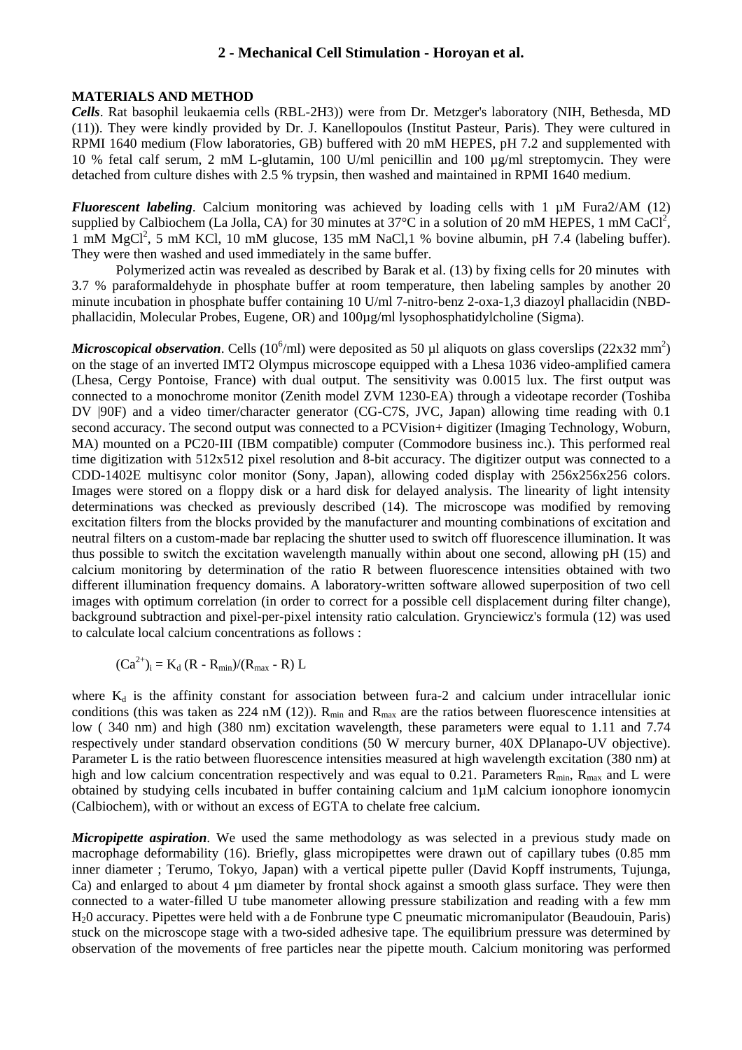**MATERIALS AND METHOD**

***Cells***. Rat basophil leukaemia cells (RBL-2H3)) were from Dr. Metzger's laboratory (NIH, Bethesda, MD (11)). They were kindly provided by Dr. J. Kanellopoulos (Institut Pasteur, Paris). They were cultured in RPMI 1640 medium (Flow laboratories, GB) buffered with 20 mM HEPES, pH 7.2 and supplemented with 10 % fetal calf serum, 2 mM L-glutamin, 100 U/ml penicillin and 100 µg/ml streptomycin. They were detached from culture dishes with 2.5 % trypsin, then washed and maintained in RPMI 1640 medium.

***Fluorescent labeling***. Calcium monitoring was achieved by loading cells with 1 µM Fura2/AM (12) supplied by Calbiochem (La Jolla, CA) for 30 minutes at 37°C in a solution of 20 mM HEPES, 1 mM $CaCl^2$, 1 mM $MgCl^2$, 5 mM KCl, 10 mM glucose, 135 mM NaCl,1 % bovine albumin, pH 7.4 (labeling buffer). They were then washed and used immediately in the same buffer.

Polymerized actin was revealed as described by Barak et al. (13) by fixing cells for 20 minutes with 3.7 % paraformaldehyde in phosphate buffer at room temperature, then labeling samples by another 20 minute incubation in phosphate buffer containing 10 U/ml 7-nitro-benz 2-oxa-1,3 diazoyl phallacidin (NBD-phallacidin, Molecular Probes, Eugene, OR) and 100µg/ml lysophosphatidylcholine (Sigma).

***Microscopical observation***. Cells ($10^6$/ml) were deposited as 50 µl aliquots on glass coverslips (22x32 $mm^2$) on the stage of an inverted IMT2 Olympus microscope equipped with a Lhesa 1036 video-amplified camera (Lhesa, Cergy Pontoise, France) with dual output. The sensitivity was 0.0015 lux. The first output was connected to a monochrome monitor (Zenith model ZVM 1230-EA) through a videotape recorder (Toshiba DV |90F) and a video timer/character generator (CG-C7S, JVC, Japan) allowing time reading with 0.1 second accuracy. The second output was connected to a PCVision+ digitizer (Imaging Technology, Woburn, MA) mounted on a PC20-III (IBM compatible) computer (Commodore business inc.). This performed real time digitization with 512x512 pixel resolution and 8-bit accuracy. The digitizer output was connected to a CDD-1402E multisync color monitor (Sony, Japan), allowing coded display with 256x256x256 colors. Images were stored on a floppy disk or a hard disk for delayed analysis. The linearity of light intensity determinations was checked as previously described (14). The microscope was modified by removing excitation filters from the blocks provided by the manufacturer and mounting combinations of excitation and neutral filters on a custom-made bar replacing the shutter used to switch off fluorescence illumination. It was thus possible to switch the excitation wavelength manually within about one second, allowing pH (15) and calcium monitoring by determination of the ratio R between fluorescence intensities obtained with two different illumination frequency domains. A laboratory-written software allowed superposition of two cell images with optimum correlation (in order to correct for a possible cell displacement during filter change), background subtraction and pixel-per-pixel intensity ratio calculation. Grynciewicz's formula (12) was used to calculate local calcium concentrations as follows :

$$(Ca^{2+})_i = K_d\,(R - R_{min})/(R_{max} - R)\,L$$

where $K_d$ is the affinity constant for association between fura-2 and calcium under intracellular ionic conditions (this was taken as 224 nM (12)). $R_{min}$ and $R_{max}$ are the ratios between fluorescence intensities at low ( 340 nm) and high (380 nm) excitation wavelength, these parameters were equal to 1.11 and 7.74 respectively under standard observation conditions (50 W mercury burner, 40X DPlanapo-UV objective). Parameter L is the ratio between fluorescence intensities measured at high wavelength excitation (380 nm) at high and low calcium concentration respectively and was equal to 0.21. Parameters $R_{min}$, $R_{max}$ and L were obtained by studying cells incubated in buffer containing calcium and 1µM calcium ionophore ionomycin (Calbiochem), with or without an excess of EGTA to chelate free calcium.

***Micropipette aspiration***. We used the same methodology as was selected in a previous study made on macrophage deformability (16). Briefly, glass micropipettes were drawn out of capillary tubes (0.85 mm inner diameter ; Terumo, Tokyo, Japan) with a vertical pipette puller (David Kopff instruments, Tujunga, Ca) and enlarged to about 4 µm diameter by frontal shock against a smooth glass surface. They were then connected to a water-filled U tube manometer allowing pressure stabilization and reading with a few mm $H_20$ accuracy. Pipettes were held with a de Fonbrune type C pneumatic micromanipulator (Beaudouin, Paris) stuck on the microscope stage with a two-sided adhesive tape. The equilibrium pressure was determined by observation of the movements of free particles near the pipette mouth. Calcium monitoring was performed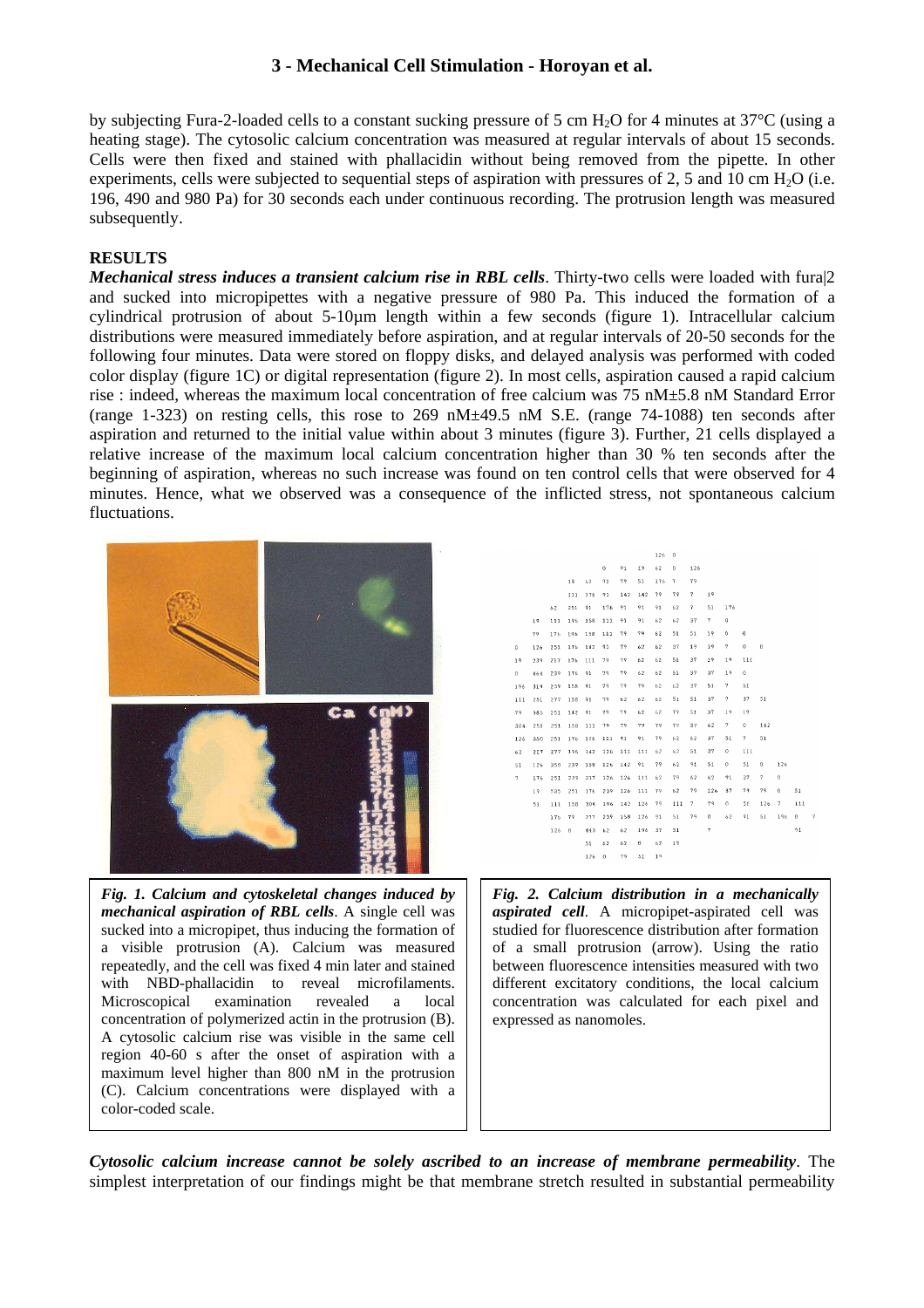by subjecting Fura-2-loaded cells to a constant sucking pressure of 5 cm $H_2O$ for 4 minutes at 37°C (using a heating stage). The cytosolic calcium concentration was measured at regular intervals of about 15 seconds. Cells were then fixed and stained with phallacidin without being removed from the pipette. In other experiments, cells were subjected to sequential steps of aspiration with pressures of 2, 5 and 10 cm $H_2O$ (i.e. 196, 490 and 980 Pa) for 30 seconds each under continuous recording. The protrusion length was measured subsequently.

## RESULTS

***Mechanical stress induces a transient calcium rise in RBL cells***. Thirty-two cells were loaded with fura|2 and sucked into micropipettes with a negative pressure of 980 Pa. This induced the formation of a cylindrical protrusion of about 5-10µm length within a few seconds (figure 1). Intracellular calcium distributions were measured immediately before aspiration, and at regular intervals of 20-50 seconds for the following four minutes. Data were stored on floppy disks, and delayed analysis was performed with coded color display (figure 1C) or digital representation (figure 2). In most cells, aspiration caused a rapid calcium rise : indeed, whereas the maximum local concentration of free calcium was 75 nM±5.8 nM Standard Error (range 1-323) on resting cells, this rose to 269 nM±49.5 nM S.E. (range 74-1088) ten seconds after aspiration and returned to the initial value within about 3 minutes (figure 3). Further, 21 cells displayed a relative increase of the maximum local calcium concentration higher than 30 % ten seconds after the beginning of aspiration, whereas no such increase was found on ten control cells that were observed for 4 minutes. Hence, what we observed was a consequence of the inflicted stress, not spontaneous calcium fluctuations.

***Fig. 1. Calcium and cytoskeletal changes induced by mechanical aspiration of RBL cells***. A single cell was sucked into a micropipet, thus inducing the formation of a visible protrusion (A). Calcium was measured repeatedly, and the cell was fixed 4 min later and stained with NBD-phallacidin to reveal microfilaments. Microscopical examination revealed a local concentration of polymerized actin in the protrusion (B). A cytosolic calcium rise was visible in the same cell region 40-60 s after the onset of aspiration with a maximum level higher than 800 nM in the protrusion (C). Calcium concentrations were displayed with a color-coded scale.

***Fig. 2. Calcium distribution in a mechanically aspirated cell***. A micropipet-aspirated cell was studied for fluorescence distribution after formation of a small protrusion (arrow). Using the ratio between fluorescence intensities measured with two different excitatory conditions, the local calcium concentration was calculated for each pixel and expressed as nanomoles.

***Cytosolic calcium increase cannot be solely ascribed to an increase of membrane permeability***. The simplest interpretation of our findings might be that membrane stretch resulted in substantial permeability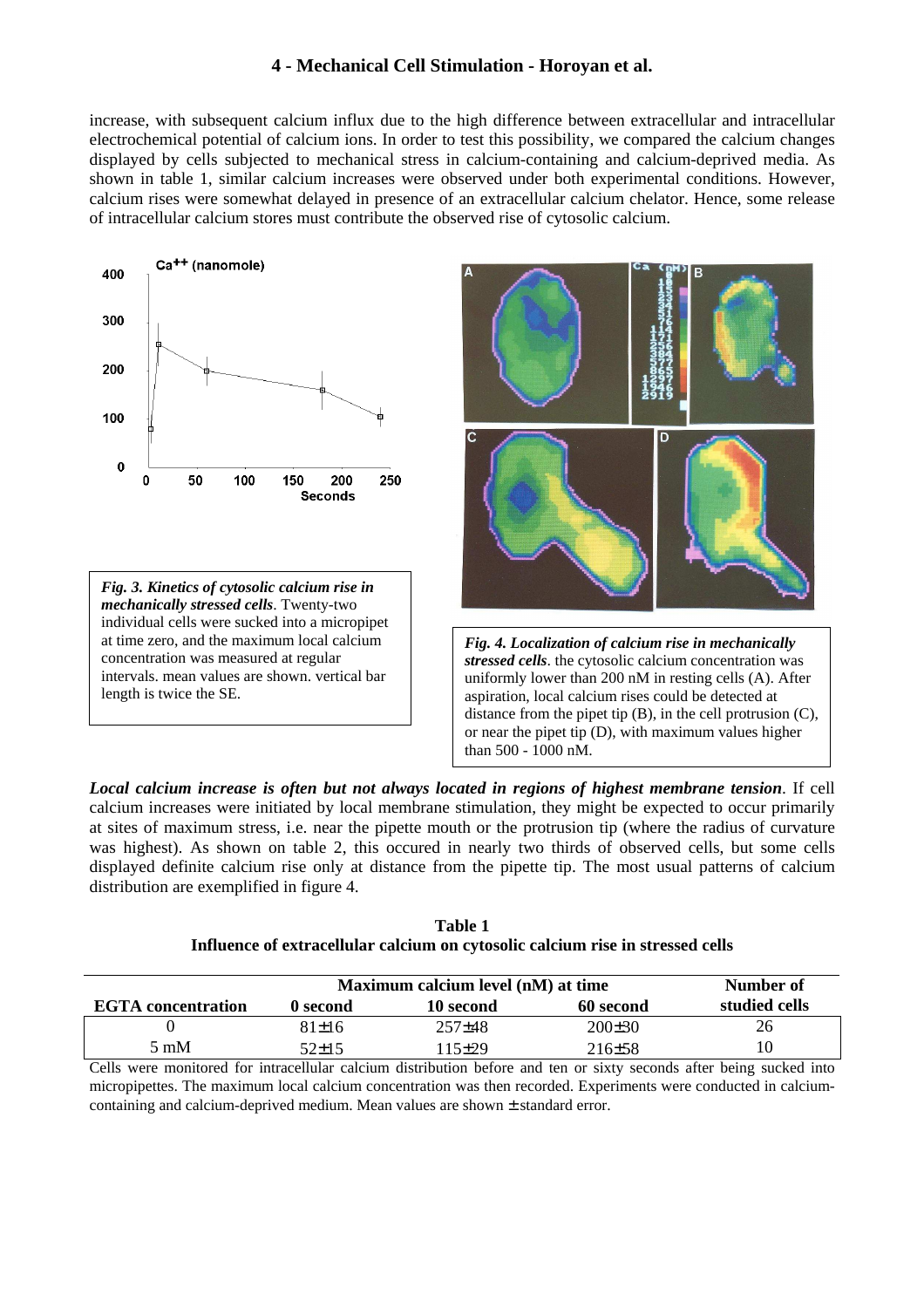increase, with subsequent calcium influx due to the high difference between extracellular and intracellular electrochemical potential of calcium ions. In order to test this possibility, we compared the calcium changes displayed by cells subjected to mechanical stress in calcium-containing and calcium-deprived media. As shown in table 1, similar calcium increases were observed under both experimental conditions. However, calcium rises were somewhat delayed in presence of an extracellular calcium chelator. Hence, some release of intracellular calcium stores must contribute the observed rise of cytosolic calcium.

***Fig. 3. Kinetics of cytosolic calcium rise in mechanically stressed cells***. Twenty-two individual cells were sucked into a micropipet at time zero, and the maximum local calcium concentration was measured at regular intervals. mean values are shown. vertical bar length is twice the SE.

***Fig. 4. Localization of calcium rise in mechanically stressed cells***. the cytosolic calcium concentration was uniformly lower than 200 nM in resting cells (A). After aspiration, local calcium rises could be detected at distance from the pipet tip (B), in the cell protrusion (C), or near the pipet tip (D), with maximum values higher than 500 - 1000 nM.

***Local calcium increase is often but not always located in regions of highest membrane tension***. If cell calcium increases were initiated by local membrane stimulation, they might be expected to occur primarily at sites of maximum stress, i.e. near the pipette mouth or the protrusion tip (where the radius of curvature was highest). As shown on table 2, this occured in nearly two thirds of observed cells, but some cells displayed definite calcium rise only at distance from the pipette tip. The most usual patterns of calcium distribution are exemplified in figure 4.

**Table 1**
**Influence of extracellular calcium on cytosolic calcium rise in stressed cells**

| | Maximum calcium level (nM) at time | | | Number of |
|---|---|---|---|---|
| **EGTA concentration** | **0 second** | **10 second** | **60 second** | **studied cells** |
| 0 | 81±16 | 257±48 | 200±30 | 26 |
| 5 mM | 52±15 | 115±29 | 216±58 | 10 |

Cells were monitored for intracellular calcium distribution before and ten or sixty seconds after being sucked into micropipettes. The maximum local calcium concentration was then recorded. Experiments were conducted in calcium-containing and calcium-deprived medium. Mean values are shown ± standard error.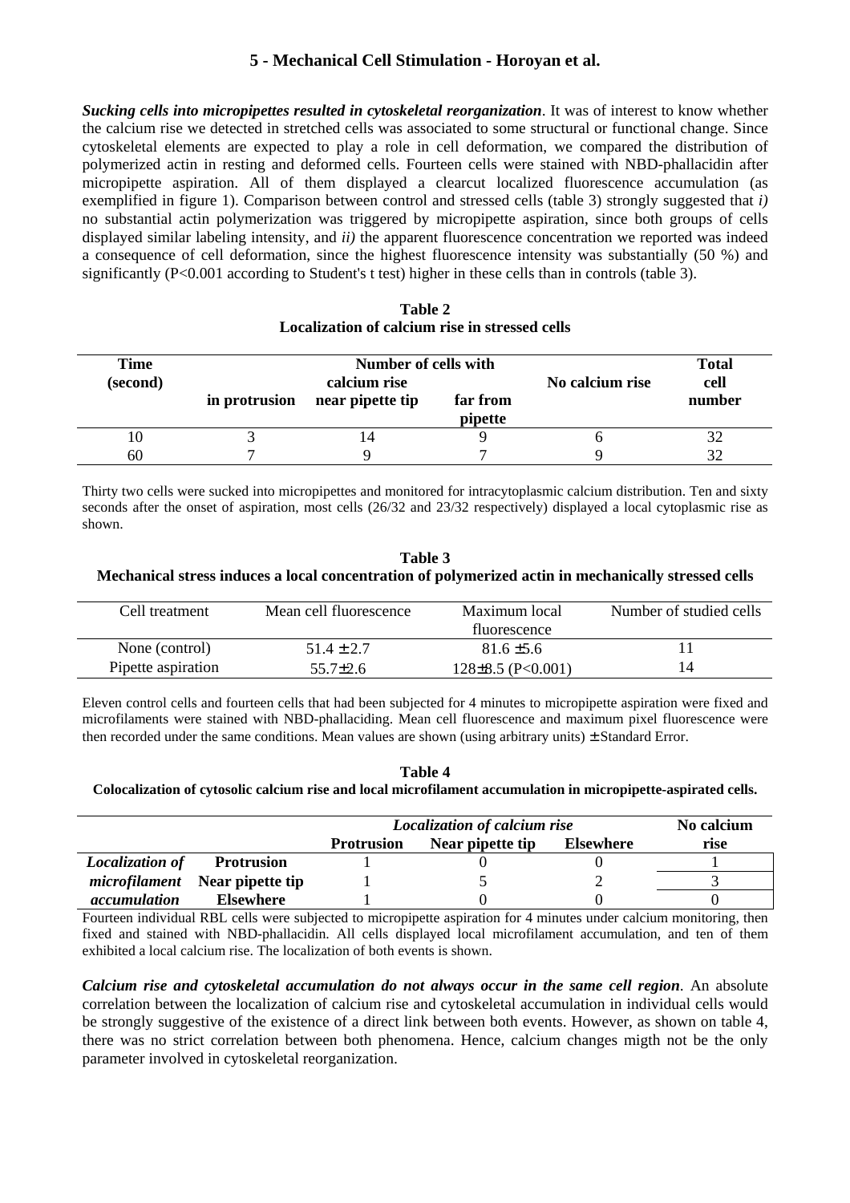*Sucking cells into micropipettes resulted in cytoskeletal reorganization*. It was of interest to know whether the calcium rise we detected in stretched cells was associated to some structural or functional change. Since cytoskeletal elements are expected to play a role in cell deformation, we compared the distribution of polymerized actin in resting and deformed cells. Fourteen cells were stained with NBD-phallacidin after micropipette aspiration. All of them displayed a clearcut localized fluorescence accumulation (as exemplified in figure 1). Comparison between control and stressed cells (table 3) strongly suggested that *i)* no substantial actin polymerization was triggered by micropipette aspiration, since both groups of cells displayed similar labeling intensity, and *ii)* the apparent fluorescence concentration we reported was indeed a consequence of cell deformation, since the highest fluorescence intensity was substantially (50 %) and significantly ($P<0.001$ according to Student's t test) higher in these cells than in controls (table 3).

**Table 2**
**Localization of calcium rise in stressed cells**

| Time (second) | Number of cells with calcium rise in protrusion | Number of cells with calcium rise near pipette tip | Number of cells with calcium rise far from pipette | No calcium rise | Total cell number |
|---|---|---|---|---|---|
| 10 | 3 | 14 | 9 | 6 | 32 |
| 60 | 7 | 9 | 7 | 9 | 32 |

Thirty two cells were sucked into micropipettes and monitored for intracytoplasmic calcium distribution. Ten and sixty seconds after the onset of aspiration, most cells (26/32 and 23/32 respectively) displayed a local cytoplasmic rise as shown.

**Table 3**
**Mechanical stress induces a local concentration of polymerized actin in mechanically stressed cells**

| Cell treatment | Mean cell fluorescence | Maximum local fluorescence | Number of studied cells |
|---|---|---|---|
| None (control) | $51.4 \pm 2.7$ | $81.6 \pm 5.6$ | 11 |
| Pipette aspiration | $55.7 \pm 2.6$ | $128 \pm 8.5$ ($P<0.001$) | 14 |

Eleven control cells and fourteen cells that had been subjected for 4 minutes to micropipette aspiration were fixed and microfilaments were stained with NBD-phallaciding. Mean cell fluorescence and maximum pixel fluorescence were then recorded under the same conditions. Mean values are shown (using arbitrary units) ± Standard Error.

**Table 4**
**Colocalization of cytosolic calcium rise and local microfilament accumulation in micropipette-aspirated cells.**

| | | *Localization of calcium rise*: Protrusion | Near pipette tip | Elsewhere | No calcium rise |
|---|---|---|---|---|---|
| *Localization of microfilament accumulation* | **Protrusion** | 1 | 0 | 0 | 1 |
| | **Near pipette tip** | 1 | 5 | 2 | 3 |
| | **Elsewhere** | 1 | 0 | 0 | 0 |

Fourteen individual RBL cells were subjected to micropipette aspiration for 4 minutes under calcium monitoring, then fixed and stained with NBD-phallacidin. All cells displayed local microfilament accumulation, and ten of them exhibited a local calcium rise. The localization of both events is shown.

*Calcium rise and cytoskeletal accumulation do not always occur in the same cell region*. An absolute correlation between the localization of calcium rise and cytoskeletal accumulation in individual cells would be strongly suggestive of the existence of a direct link between both events. However, as shown on table 4, there was no strict correlation between both phenomena. Hence, calcium changes migth not be the only parameter involved in cytoskeletal reorganization.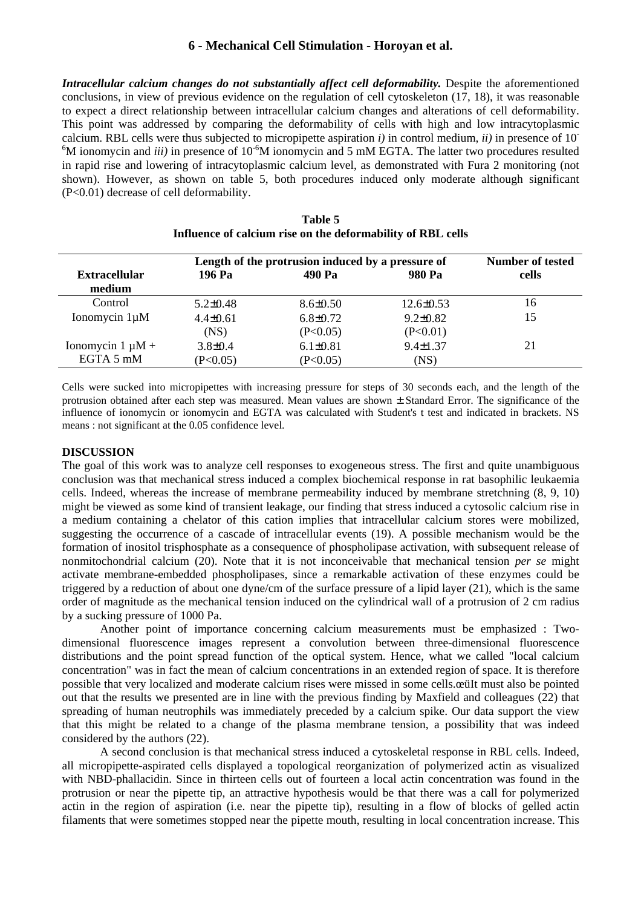***Intracellular calcium changes do not substantially affect cell deformability.*** Despite the aforementioned conclusions, in view of previous evidence on the regulation of cell cytoskeleton (17, 18), it was reasonable to expect a direct relationship between intracellular calcium changes and alterations of cell deformability. This point was addressed by comparing the deformability of cells with high and low intracytoplasmic calcium. RBL cells were thus subjected to micropipette aspiration *i)* in control medium, *ii)* in presence of $10^{-6}$M ionomycin and *iii)* in presence of $10^{-6}$M ionomycin and 5 mM EGTA. The latter two procedures resulted in rapid rise and lowering of intracytoplasmic calcium level, as demonstrated with Fura 2 monitoring (not shown). However, as shown on table 5, both procedures induced only moderate although significant ($P<0.01$) decrease of cell deformability.

**Table 5**
**Influence of calcium rise on the deformability of RBL cells**

| **Extracellular medium** | **Length of the protrusion induced by a pressure of** 196 Pa | 490 Pa | 980 Pa | **Number of tested cells** |
|---|---|---|---|---|
| Control | 5.2±0.48 | 8.6±0.50 | 12.6±0.53 | 16 |
| Ionomycin 1µM | 4.4±0.61 (NS) | 6.8±0.72 (P<0.05) | 9.2±0.82 (P<0.01) | 15 |
| Ionomycin 1 µM + EGTA 5 mM | 3.8±0.4 (P<0.05) | 6.1±0.81 (P<0.05) | 9.4±1.37 (NS) | 21 |

Cells were sucked into micropipettes with increasing pressure for steps of 30 seconds each, and the length of the protrusion obtained after each step was measured. Mean values are shown ± Standard Error. The significance of the influence of ionomycin or ionomycin and EGTA was calculated with Student's t test and indicated in brackets. NS means : not significant at the 0.05 confidence level.

## DISCUSSION

The goal of this work was to analyze cell responses to exogeneous stress. The first and quite unambiguous conclusion was that mechanical stress induced a complex biochemical response in rat basophilic leukaemia cells. Indeed, whereas the increase of membrane permeability induced by membrane stretchning (8, 9, 10) might be viewed as some kind of transient leakage, our finding that stress induced a cytosolic calcium rise in a medium containing a chelator of this cation implies that intracellular calcium stores were mobilized, suggesting the occurrence of a cascade of intracellular events (19). A possible mechanism would be the formation of inositol trisphosphate as a consequence of phospholipase activation, with subsequent release of nonmitochondrial calcium (20). Note that it is not inconceivable that mechanical tension *per se* might activate membrane-embedded phospholipases, since a remarkable activation of these enzymes could be triggered by a reduction of about one dyne/cm of the surface pressure of a lipid layer (21), which is the same order of magnitude as the mechanical tension induced on the cylindrical wall of a protrusion of 2 cm radius by a sucking pressure of 1000 Pa.

Another point of importance concerning calcium measurements must be emphasized : Two-dimensional fluorescence images represent a convolution between three-dimensional fluorescence distributions and the point spread function of the optical system. Hence, what we called "local calcium concentration" was in fact the mean of calcium concentrations in an extended region of space. It is therefore possible that very localized and moderate calcium rises were missed in some cells.œüIt must also be pointed out that the results we presented are in line with the previous finding by Maxfield and colleagues (22) that spreading of human neutrophils was immediately preceded by a calcium spike. Our data support the view that this might be related to a change of the plasma membrane tension, a possibility that was indeed considered by the authors (22).

A second conclusion is that mechanical stress induced a cytoskeletal response in RBL cells. Indeed, all micropipette-aspirated cells displayed a topological reorganization of polymerized actin as visualized with NBD-phallacidin. Since in thirteen cells out of fourteen a local actin concentration was found in the protrusion or near the pipette tip, an attractive hypothesis would be that there was a call for polymerized actin in the region of aspiration (i.e. near the pipette tip), resulting in a flow of blocks of gelled actin filaments that were sometimes stopped near the pipette mouth, resulting in local concentration increase. This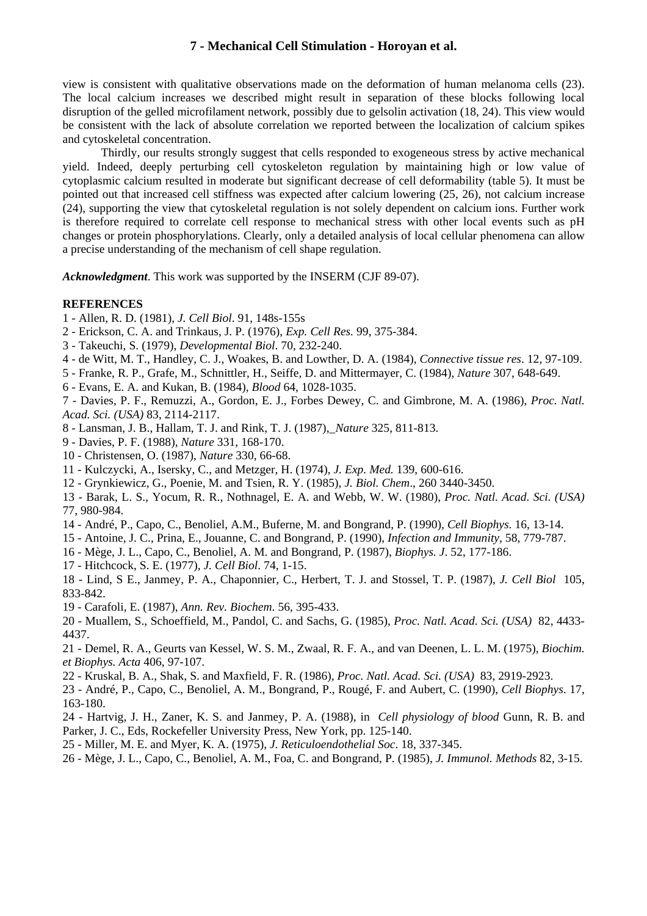view is consistent with qualitative observations made on the deformation of human melanoma cells (23). The local calcium increases we described might result in separation of these blocks following local disruption of the gelled microfilament network, possibly due to gelsolin activation (18, 24). This view would be consistent with the lack of absolute correlation we reported between the localization of calcium spikes and cytoskeletal concentration.

Thirdly, our results strongly suggest that cells responded to exogeneous stress by active mechanical yield. Indeed, deeply perturbing cell cytoskeleton regulation by maintaining high or low value of cytoplasmic calcium resulted in moderate but significant decrease of cell deformability (table 5). It must be pointed out that increased cell stiffness was expected after calcium lowering (25, 26), not calcium increase (24), supporting the view that cytoskeletal regulation is not solely dependent on calcium ions. Further work is therefore required to correlate cell response to mechanical stress with other local events such as pH changes or protein phosphorylations. Clearly, only a detailed analysis of local cellular phenomena can allow a precise understanding of the mechanism of cell shape regulation.

***Acknowledgment***. This work was supported by the INSERM (CJF 89-07).

**REFERENCES**

1 - Allen, R. D. (1981), *J. Cell Biol*. 91, 148s-155s

2 - Erickson, C. A. and Trinkaus, J. P. (1976), *Exp. Cell Res.* 99, 375-384.

3 - Takeuchi, S. (1979), *Developmental Biol*. 70, 232-240.

4 - de Witt, M. T., Handley, C. J., Woakes, B. and Lowther, D. A. (1984), *Connective tissue res*. 12, 97-109.

5 - Franke, R. P., Grafe, M., Schnittler, H., Seiffe, D. and Mittermayer, C. (1984), *Nature* 307, 648-649.

6 - Evans, E. A. and Kukan, B. (1984), *Blood* 64, 1028-1035.

7 - Davies, P. F., Remuzzi, A., Gordon, E. J., Forbes Dewey, C. and Gimbrone, M. A. (1986), *Proc. Natl. Acad. Sci. (USA)* 83, 2114-2117.

8 - Lansman, J. B., Hallam, T. J. and Rink, T. J. (1987), *Nature* 325, 811-813.

9 - Davies, P. F. (1988), *Nature* 331, 168-170.

10 - Christensen, O. (1987), *Nature* 330, 66-68.

11 - Kulczycki, A., Isersky, C., and Metzger, H. (1974), *J. Exp. Med.* 139, 600-616.

12 - Grynkiewicz, G., Poenie, M. and Tsien, R. Y. (1985), *J. Biol. Chem*., 260 3440-3450.

13 - Barak, L. S., Yocum, R. R., Nothnagel, E. A. and Webb, W. W. (1980), *Proc. Natl. Acad. Sci. (USA)* 77, 980-984.

14 - André, P., Capo, C., Benoliel, A.M., Buferne, M. and Bongrand, P. (1990), *Cell Biophys*. 16, 13-14.

15 - Antoine, J. C., Prina, E., Jouanne, C. and Bongrand, P. (1990), *Infection and Immunity*, 58, 779-787.

16 - Mège, J. L., Capo, C., Benoliel, A. M. and Bongrand, P. (1987), *Biophys. J*. 52, 177-186.

17 - Hitchcock, S. E. (1977), *J. Cell Biol*. 74, 1-15.

18 - Lind, S E., Janmey, P. A., Chaponnier, C., Herbert, T. J. and Stossel, T. P. (1987), *J. Cell Biol* 105, 833-842.

19 - Carafoli, E. (1987), *Ann. Rev. Biochem*. 56, 395-433.

20 - Muallem, S., Schoeffield, M., Pandol, C. and Sachs, G. (1985), *Proc. Natl. Acad. Sci. (USA)* 82, 4433-4437.

21 - Demel, R. A., Geurts van Kessel, W. S. M., Zwaal, R. F. A., and van Deenen, L. L. M. (1975), *Biochim. et Biophys. Acta* 406, 97-107.

22 - Kruskal, B. A., Shak, S. and Maxfield, F. R. (1986), *Proc. Natl. Acad. Sci. (USA)* 83, 2919-2923.

23 - André, P., Capo, C., Benoliel, A. M., Bongrand, P., Rougé, F. and Aubert, C. (1990), *Cell Biophys*. 17, 163-180.

24 - Hartvig, J. H., Zaner, K. S. and Janmey, P. A. (1988), in *Cell physiology of blood* Gunn, R. B. and Parker, J. C., Eds, Rockefeller University Press, New York, pp. 125-140.

25 - Miller, M. E. and Myer, K. A. (1975), *J. Reticuloendothelial Soc*. 18, 337-345.

26 - Mège, J. L., Capo, C., Benoliel, A. M., Foa, C. and Bongrand, P. (1985), *J. Immunol. Methods* 82, 3-15.